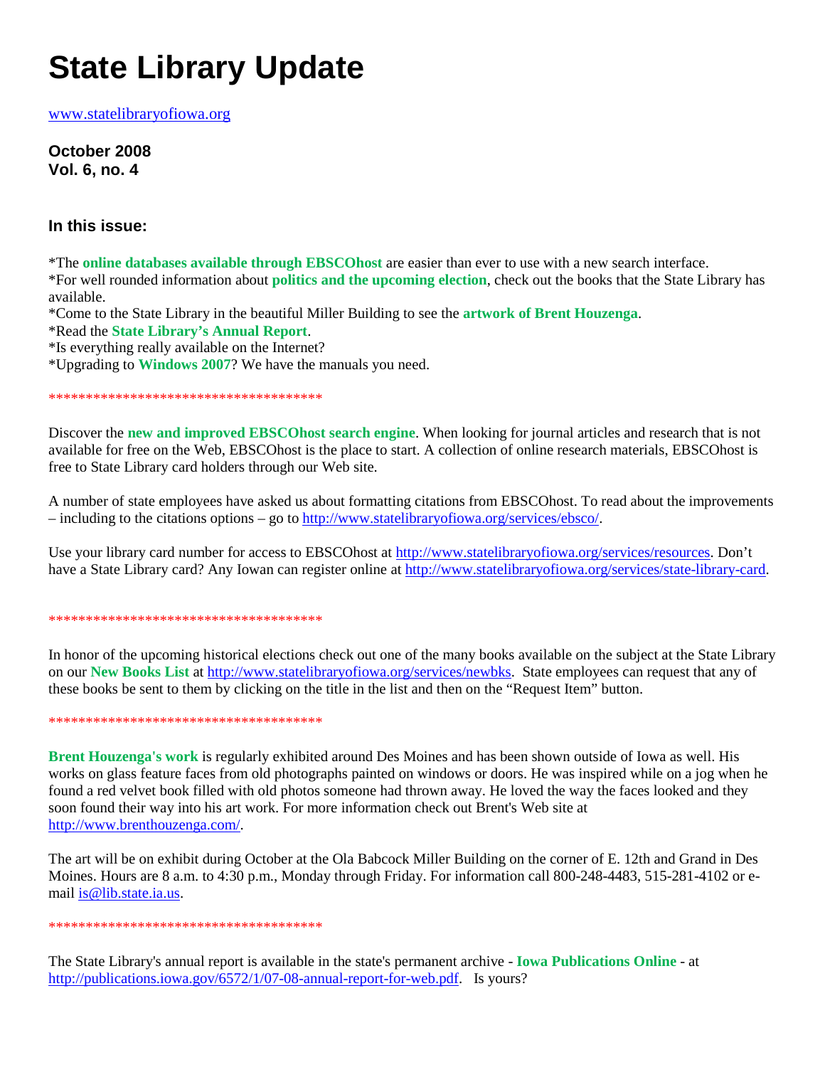# State Library Update

[www.statelibraryofiowa.org](http://www.statelibraryofiowa.org)

**October 2008**
**Vol. 6, no. 4**

### In this issue:

*The **online databases available through EBSCOhost** are easier than ever to use with a new search interface.
*For well rounded information about **politics and the upcoming election**, check out the books that the State Library has available.
*Come to the State Library in the beautiful Miller Building to see the **artwork of Brent Houzenga**.
*Read the **State Library's Annual Report**.
*Is everything really available on the Internet?
*Upgrading to **Windows 2007**? We have the manuals you need.

*************************************

Discover the **new and improved EBSCOhost search engine**. When looking for journal articles and research that is not available for free on the Web, EBSCOhost is the place to start. A collection of online research materials, EBSCOhost is free to State Library card holders through our Web site.

A number of state employees have asked us about formatting citations from EBSCOhost. To read about the improvements – including to the citations options – go to http://www.statelibraryofiowa.org/services/ebsco/.

Use your library card number for access to EBSCOhost at http://www.statelibraryofiowa.org/services/resources. Don't have a State Library card? Any Iowan can register online at http://www.statelibraryofiowa.org/services/state-library-card.

*************************************

In honor of the upcoming historical elections check out one of the many books available on the subject at the State Library on our **New Books List** at http://www.statelibraryofiowa.org/services/newbks. State employees can request that any of these books be sent to them by clicking on the title in the list and then on the "Request Item" button.

*************************************

**Brent Houzenga's work** is regularly exhibited around Des Moines and has been shown outside of Iowa as well. His works on glass feature faces from old photographs painted on windows or doors. He was inspired while on a jog when he found a red velvet book filled with old photos someone had thrown away. He loved the way the faces looked and they soon found their way into his art work. For more information check out Brent's Web site at http://www.brenthouzenga.com/.

The art will be on exhibit during October at the Ola Babcock Miller Building on the corner of E. 12th and Grand in Des Moines. Hours are 8 a.m. to 4:30 p.m., Monday through Friday. For information call 800-248-4483, 515-281-4102 or e-mail is@lib.state.ia.us.

*************************************

The State Library's annual report is available in the state's permanent archive - **Iowa Publications Online** - at http://publications.iowa.gov/6572/1/07-08-annual-report-for-web.pdf. Is yours?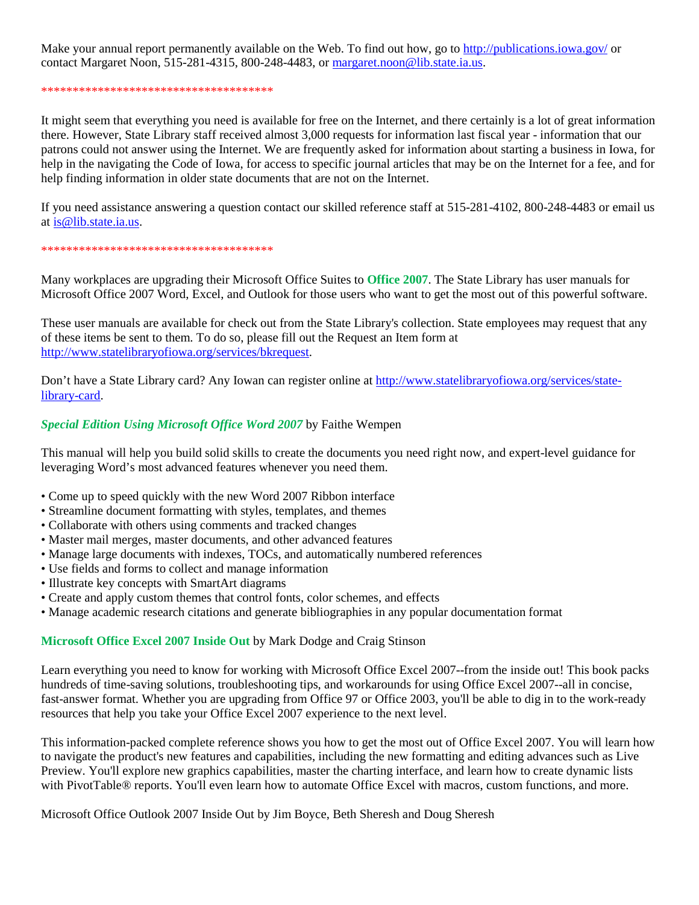Make your annual report permanently available on the Web. To find out how, go to http://publications.iowa.gov/ or contact Margaret Noon, 515-281-4315, 800-248-4483, or margaret.noon@lib.state.ia.us.

**************************************

It might seem that everything you need is available for free on the Internet, and there certainly is a lot of great information there. However, State Library staff received almost 3,000 requests for information last fiscal year - information that our patrons could not answer using the Internet. We are frequently asked for information about starting a business in Iowa, for help in the navigating the Code of Iowa, for access to specific journal articles that may be on the Internet for a fee, and for help finding information in older state documents that are not on the Internet.

If you need assistance answering a question contact our skilled reference staff at 515-281-4102, 800-248-4483 or email us at is@lib.state.ia.us.

**************************************

Many workplaces are upgrading their Microsoft Office Suites to **Office 2007**. The State Library has user manuals for Microsoft Office 2007 Word, Excel, and Outlook for those users who want to get the most out of this powerful software.

These user manuals are available for check out from the State Library's collection. State employees may request that any of these items be sent to them. To do so, please fill out the Request an Item form at http://www.statelibraryofiowa.org/services/bkrequest.

Don't have a State Library card? Any Iowan can register online at http://www.statelibraryofiowa.org/services/state-library-card.

***Special Edition Using Microsoft Office Word 2007*** by Faithe Wempen

This manual will help you build solid skills to create the documents you need right now, and expert-level guidance for leveraging Word's most advanced features whenever you need them.

- Come up to speed quickly with the new Word 2007 Ribbon interface
- Streamline document formatting with styles, templates, and themes
- Collaborate with others using comments and tracked changes
- Master mail merges, master documents, and other advanced features
- Manage large documents with indexes, TOCs, and automatically numbered references
- Use fields and forms to collect and manage information
- Illustrate key concepts with SmartArt diagrams
- Create and apply custom themes that control fonts, color schemes, and effects
- Manage academic research citations and generate bibliographies in any popular documentation format

**Microsoft Office Excel 2007 Inside Out** by Mark Dodge and Craig Stinson

Learn everything you need to know for working with Microsoft Office Excel 2007--from the inside out! This book packs hundreds of time-saving solutions, troubleshooting tips, and workarounds for using Office Excel 2007--all in concise, fast-answer format. Whether you are upgrading from Office 97 or Office 2003, you'll be able to dig in to the work-ready resources that help you take your Office Excel 2007 experience to the next level.

This information-packed complete reference shows you how to get the most out of Office Excel 2007. You will learn how to navigate the product's new features and capabilities, including the new formatting and editing advances such as Live Preview. You'll explore new graphics capabilities, master the charting interface, and learn how to create dynamic lists with PivotTable® reports. You'll even learn how to automate Office Excel with macros, custom functions, and more.

Microsoft Office Outlook 2007 Inside Out by Jim Boyce, Beth Sheresh and Doug Sheresh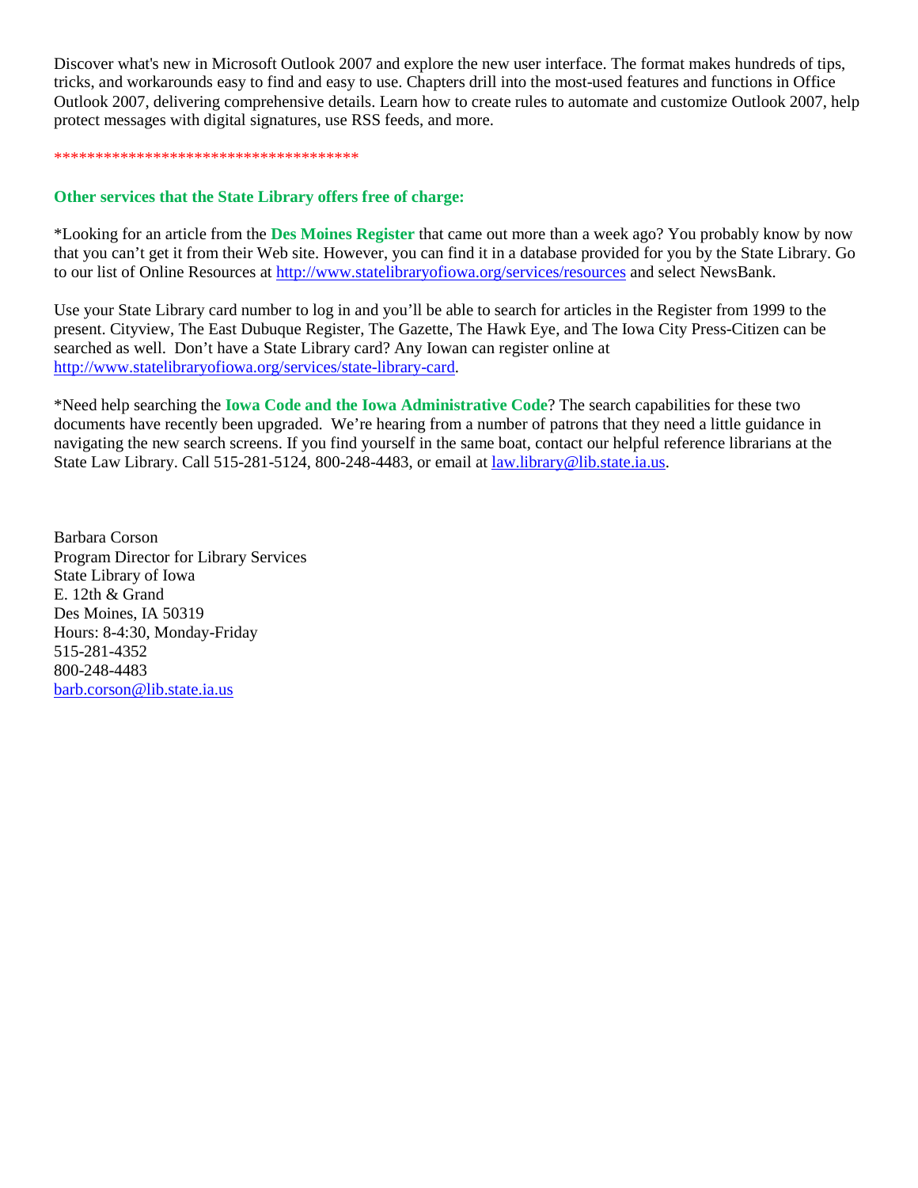Discover what's new in Microsoft Outlook 2007 and explore the new user interface. The format makes hundreds of tips, tricks, and workarounds easy to find and easy to use. Chapters drill into the most-used features and functions in Office Outlook 2007, delivering comprehensive details. Learn how to create rules to automate and customize Outlook 2007, help protect messages with digital signatures, use RSS feeds, and more.

*************************************

**Other services that the State Library offers free of charge:**

*Looking for an article from the **Des Moines Register** that came out more than a week ago? You probably know by now that you can't get it from their Web site. However, you can find it in a database provided for you by the State Library. Go to our list of Online Resources at [http://www.statelibraryofiowa.org/services/resources](http://www.statelibraryofiowa.org/services/resources) and select NewsBank.

Use your State Library card number to log in and you'll be able to search for articles in the Register from 1999 to the present. Cityview, The East Dubuque Register, The Gazette, The Hawk Eye, and The Iowa City Press-Citizen can be searched as well. Don't have a State Library card? Any Iowan can register online at [http://www.statelibraryofiowa.org/services/state-library-card](http://www.statelibraryofiowa.org/services/state-library-card).

*Need help searching the **Iowa Code and the Iowa Administrative Code**? The search capabilities for these two documents have recently been upgraded. We're hearing from a number of patrons that they need a little guidance in navigating the new search screens. If you find yourself in the same boat, contact our helpful reference librarians at the State Law Library. Call 515-281-5124, 800-248-4483, or email at [law.library@lib.state.ia.us](mailto:law.library@lib.state.ia.us).

Barbara Corson
Program Director for Library Services
State Library of Iowa
E. 12th & Grand
Des Moines, IA 50319
Hours: 8-4:30, Monday-Friday
515-281-4352
800-248-4483
[barb.corson@lib.state.ia.us](mailto:barb.corson@lib.state.ia.us)